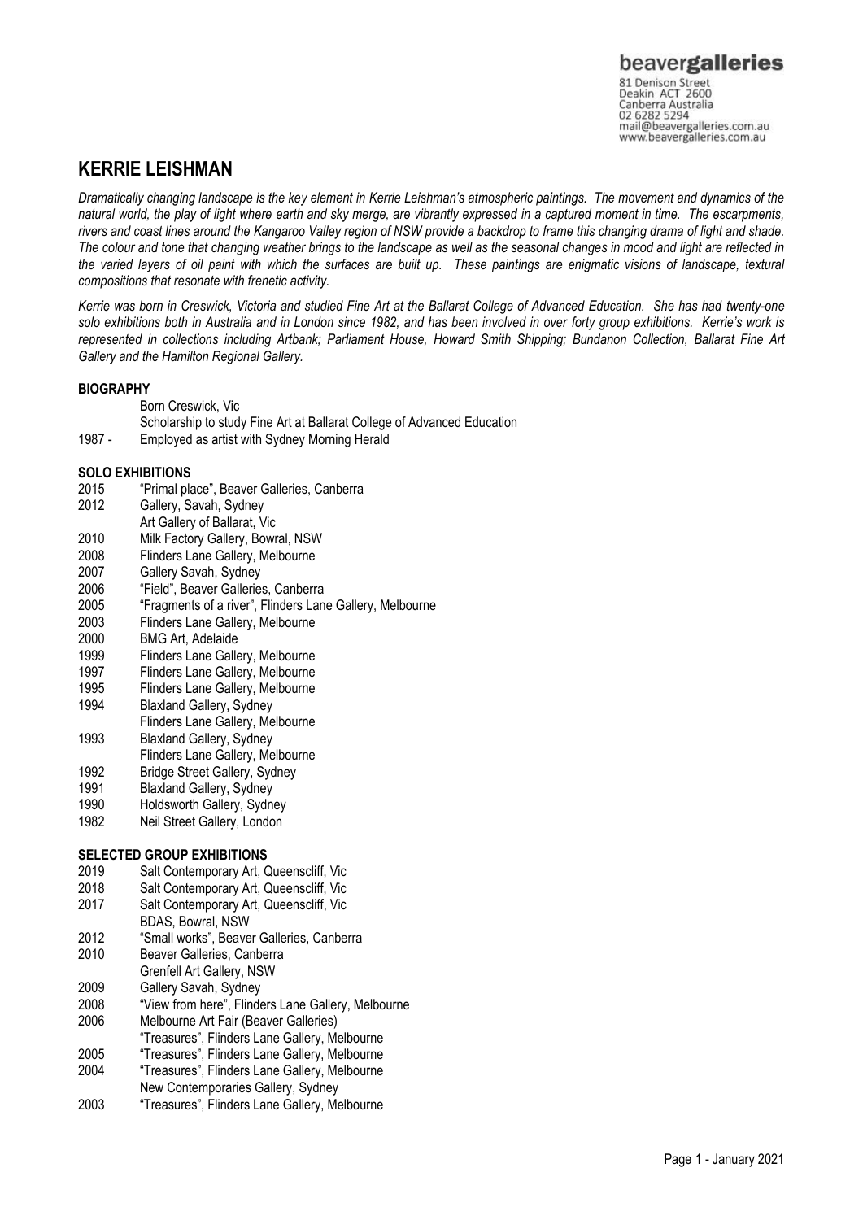beavergalleries

81 Denison Street
Deakin ACT 2600
Canberra Australia
02 6282 5294
mail@beavergalleries.com.au
www.beavergalleries.com.au

# KERRIE LEISHMAN

*Dramatically changing landscape is the key element in Kerrie Leishman's atmospheric paintings. The movement and dynamics of the natural world, the play of light where earth and sky merge, are vibrantly expressed in a captured moment in time. The escarpments, rivers and coast lines around the Kangaroo Valley region of NSW provide a backdrop to frame this changing drama of light and shade. The colour and tone that changing weather brings to the landscape as well as the seasonal changes in mood and light are reflected in the varied layers of oil paint with which the surfaces are built up. These paintings are enigmatic visions of landscape, textural compositions that resonate with frenetic activity.*

*Kerrie was born in Creswick, Victoria and studied Fine Art at the Ballarat College of Advanced Education. She has had twenty-one solo exhibitions both in Australia and in London since 1982, and has been involved in over forty group exhibitions. Kerrie's work is represented in collections including Artbank; Parliament House, Howard Smith Shipping; Bundanon Collection, Ballarat Fine Art Gallery and the Hamilton Regional Gallery.*

## BIOGRAPHY

Born Creswick, Vic
Scholarship to study Fine Art at Ballarat College of Advanced Education
1987 - Employed as artist with Sydney Morning Herald

## SOLO EXHIBITIONS

2015 "Primal place", Beaver Galleries, Canberra
2012 Gallery, Savah, Sydney
Art Gallery of Ballarat, Vic
2010 Milk Factory Gallery, Bowral, NSW
2008 Flinders Lane Gallery, Melbourne
2007 Gallery Savah, Sydney
2006 "Field", Beaver Galleries, Canberra
2005 "Fragments of a river", Flinders Lane Gallery, Melbourne
2003 Flinders Lane Gallery, Melbourne
2000 BMG Art, Adelaide
1999 Flinders Lane Gallery, Melbourne
1997 Flinders Lane Gallery, Melbourne
1995 Flinders Lane Gallery, Melbourne
1994 Blaxland Gallery, Sydney
Flinders Lane Gallery, Melbourne
1993 Blaxland Gallery, Sydney
Flinders Lane Gallery, Melbourne
1992 Bridge Street Gallery, Sydney
1991 Blaxland Gallery, Sydney
1990 Holdsworth Gallery, Sydney
1982 Neil Street Gallery, London

## SELECTED GROUP EXHIBITIONS

2019 Salt Contemporary Art, Queenscliff, Vic
2018 Salt Contemporary Art, Queenscliff, Vic
2017 Salt Contemporary Art, Queenscliff, Vic
BDAS, Bowral, NSW
2012 "Small works", Beaver Galleries, Canberra
2010 Beaver Galleries, Canberra
Grenfell Art Gallery, NSW
2009 Gallery Savah, Sydney
2008 "View from here", Flinders Lane Gallery, Melbourne
2006 Melbourne Art Fair (Beaver Galleries)
"Treasures", Flinders Lane Gallery, Melbourne
2005 "Treasures", Flinders Lane Gallery, Melbourne
2004 "Treasures", Flinders Lane Gallery, Melbourne
New Contemporaries Gallery, Sydney
2003 "Treasures", Flinders Lane Gallery, Melbourne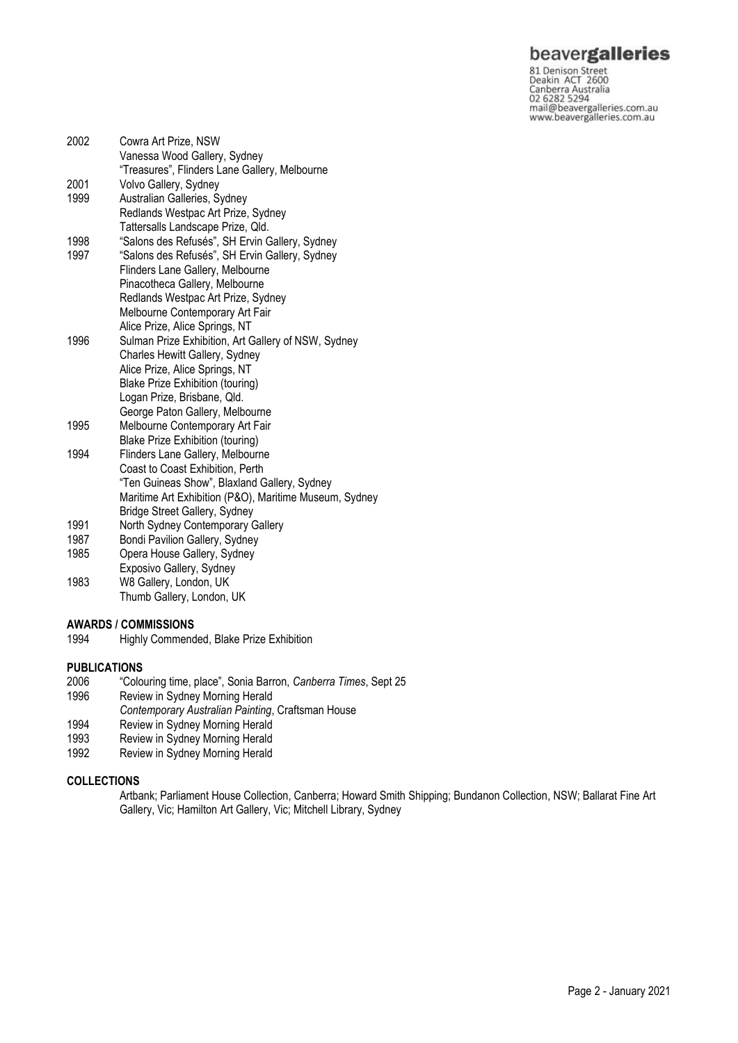| | |
|---|---|
| 2002 | Cowra Art Prize, NSW |
| | Vanessa Wood Gallery, Sydney |
| | "Treasures", Flinders Lane Gallery, Melbourne |
| 2001 | Volvo Gallery, Sydney |
| 1999 | Australian Galleries, Sydney |
| | Redlands Westpac Art Prize, Sydney |
| | Tattersalls Landscape Prize, Qld. |
| 1998 | "Salons des Refusés", SH Ervin Gallery, Sydney |
| 1997 | "Salons des Refusés", SH Ervin Gallery, Sydney |
| | Flinders Lane Gallery, Melbourne |
| | Pinacotheca Gallery, Melbourne |
| | Redlands Westpac Art Prize, Sydney |
| | Melbourne Contemporary Art Fair |
| | Alice Prize, Alice Springs, NT |
| 1996 | Sulman Prize Exhibition, Art Gallery of NSW, Sydney |
| | Charles Hewitt Gallery, Sydney |
| | Alice Prize, Alice Springs, NT |
| | Blake Prize Exhibition (touring) |
| | Logan Prize, Brisbane, Qld. |
| | George Paton Gallery, Melbourne |
| 1995 | Melbourne Contemporary Art Fair |
| | Blake Prize Exhibition (touring) |
| 1994 | Flinders Lane Gallery, Melbourne |
| | Coast to Coast Exhibition, Perth |
| | "Ten Guineas Show", Blaxland Gallery, Sydney |
| | Maritime Art Exhibition (P&O), Maritime Museum, Sydney |
| | Bridge Street Gallery, Sydney |
| 1991 | North Sydney Contemporary Gallery |
| 1987 | Bondi Pavilion Gallery, Sydney |
| 1985 | Opera House Gallery, Sydney |
| | Exposivo Gallery, Sydney |
| 1983 | W8 Gallery, London, UK |
| | Thumb Gallery, London, UK |

**AWARDS / COMMISSIONS**

| | |
|---|---|
| 1994 | Highly Commended, Blake Prize Exhibition |

**PUBLICATIONS**

| | |
|---|---|
| 2006 | "Colouring time, place", Sonia Barron, *Canberra Times*, Sept 25 |
| 1996 | Review in Sydney Morning Herald |
| | *Contemporary Australian Painting*, Craftsman House |
| 1994 | Review in Sydney Morning Herald |
| 1993 | Review in Sydney Morning Herald |
| 1992 | Review in Sydney Morning Herald |

**COLLECTIONS**

Artbank; Parliament House Collection, Canberra; Howard Smith Shipping; Bundanon Collection, NSW; Ballarat Fine Art Gallery, Vic; Hamilton Art Gallery, Vic; Mitchell Library, Sydney